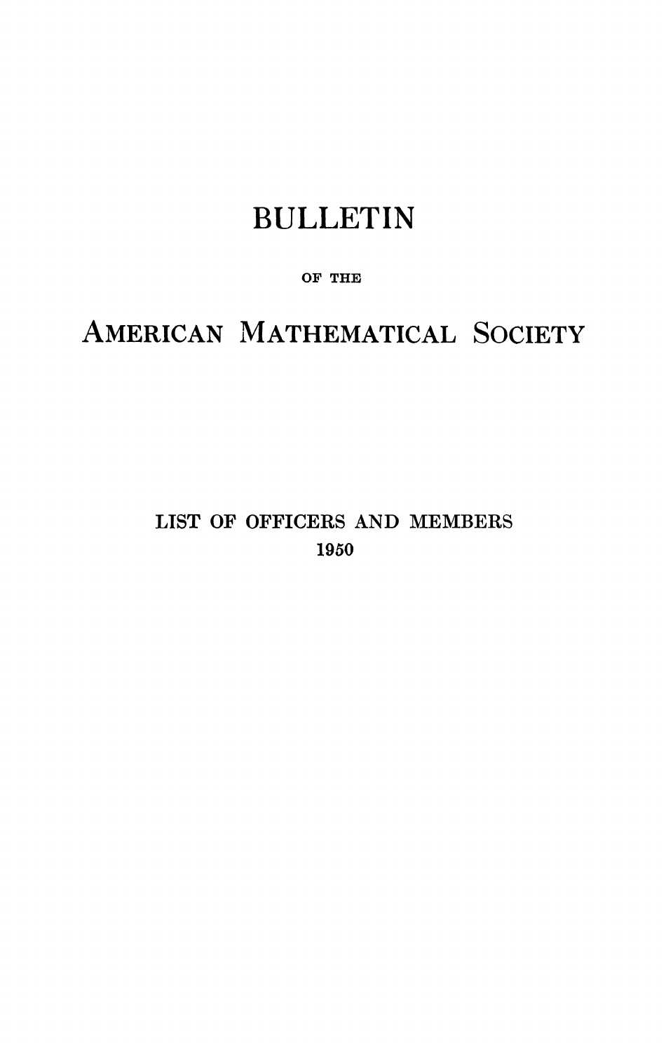# BULLETIN

OF THE

# AMERICAN MATHEMATICAL SOCIETY

LIST OF OFFICERS AND MEMBERS

1950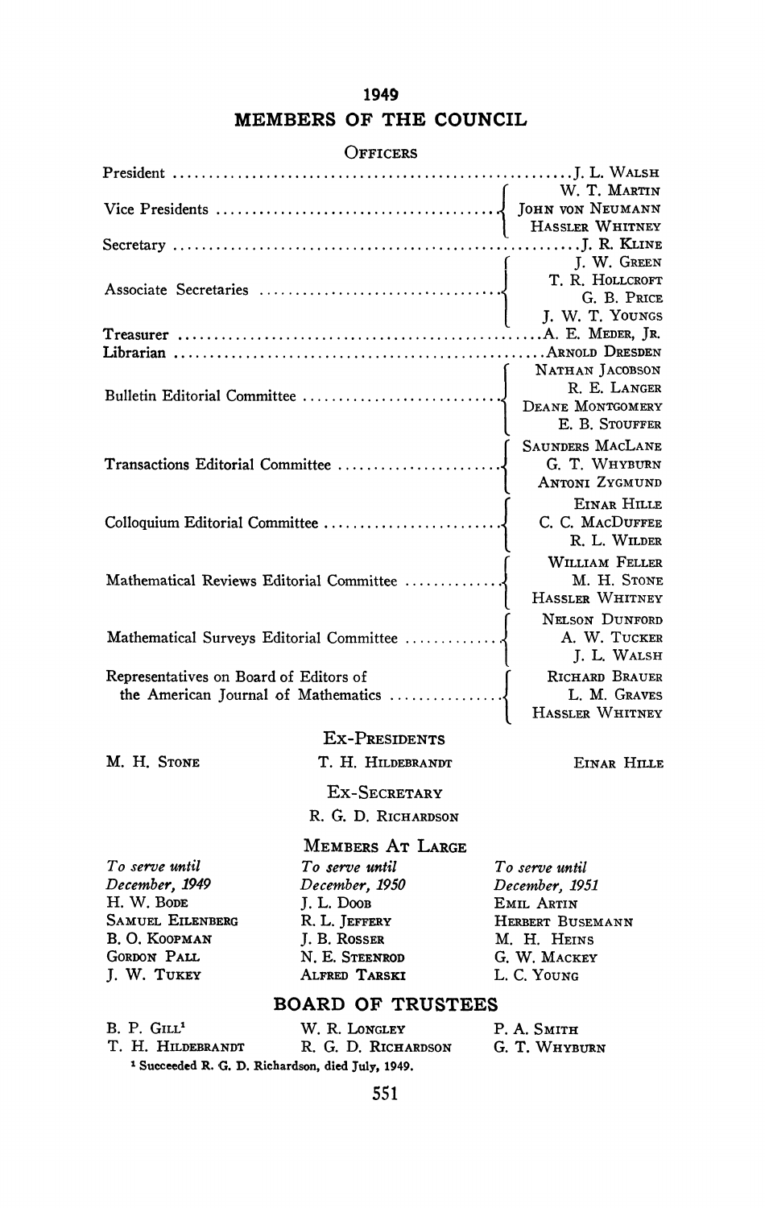# 1949

## MEMBERS OF THE COUNCIL

### OFFICERS

| | |
|---|---|
| President | J. L. WALSH |
| Vice Presidents | W. T. MARTIN<br>JOHN VON NEUMANN<br>HASSLER WHITNEY |
| Secretary | J. R. KLINE |
| Associate Secretaries | J. W. GREEN<br>T. R. HOLLCROFT<br>G. B. PRICE<br>J. W. T. YOUNGS |
| Treasurer | A. E. MEDER, JR. |
| Librarian | ARNOLD DRESDEN |
| Bulletin Editorial Committee | NATHAN JACOBSON<br>R. E. LANGER<br>DEANE MONTGOMERY<br>E. B. STOUFFER |
| Transactions Editorial Committee | SAUNDERS MACLANE<br>G. T. WHYBURN<br>ANTONI ZYGMUND |
| Colloquium Editorial Committee | EINAR HILLE<br>C. C. MACDUFFEE<br>R. L. WILDER |
| Mathematical Reviews Editorial Committee | WILLIAM FELLER<br>M. H. STONE<br>HASSLER WHITNEY |
| Mathematical Surveys Editorial Committee | NELSON DUNFORD<br>A. W. TUCKER<br>J. L. WALSH |
| Representatives on Board of Editors of the American Journal of Mathematics | RICHARD BRAUER<br>L. M. GRAVES<br>HASSLER WHITNEY |

### EX-PRESIDENTS

M. H. STONE  T. H. HILDEBRANDT  EINAR HILLE

### EX-SECRETARY

R. G. D. RICHARDSON

### MEMBERS AT LARGE

| *To serve until December, 1949* | *To serve until December, 1950* | *To serve until December, 1951* |
|---|---|---|
| H. W. BODE | J. L. DOOB | EMIL ARTIN |
| SAMUEL EILENBERG | R. L. JEFFERY | HERBERT BUSEMANN |
| B. O. KOOPMAN | J. B. ROSSER | M. H. HEINS |
| GORDON PALL | N. E. STEENROD | G. W. MACKEY |
| J. W. TUKEY | ALFRED TARSKI | L. C. YOUNG |

## BOARD OF TRUSTEES

| | | |
|---|---|---|
| B. P. GILL[1] | W. R. LONGLEY | P. A. SMITH |
| T. H. HILDEBRANDT | R. G. D. RICHARDSON | G. T. WHYBURN |

[1] Succeeded R. G. D. Richardson, died July, 1949.